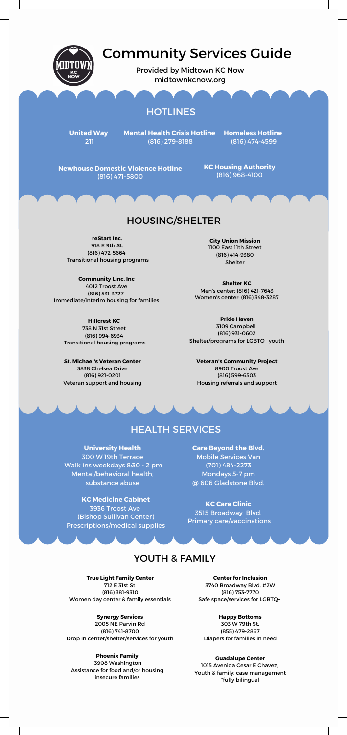# Community Services Guide

Provided by Midtown KC Now
midtownkcnow.org

## HOTLINES

**United Way**
211

**Mental Health Crisis Hotline**
(816) 279-8188

**Homeless Hotline**
(816) 474-4599

**Newhouse Domestic Violence Hotline**
(816) 471-5800

**KC Housing Authority**
(816) 968-4100

## HOUSING/SHELTER

**reStart Inc.**
918 E 9th St.
(816) 472-5664
Transitional housing programs

**Community Linc, Inc**
4012 Troost Ave
(816) 531-3727
Immediate/interim housing for families

**Hillcrest KC**
738 N 31st Street
(816) 994-6934
Transitional housing programs

**St. Michael's Veteran Center**
3838 Chelsea Drive
(816) 921-0201
Veteran support and housing

**City Union Mission**
1100 East 11th Street
(816) 414-9380
Shelter

**Shelter KC**
Men's center: (816) 421-7643
Women's center: (816) 348-3287

**Pride Haven**
3109 Campbell
(816) 931-0602
Shelter/programs for LGBTQ+ youth

**Veteran's Community Project**
8900 Troost Ave
(816) 599-6503
Housing referrals and support

## HEALTH SERVICES

**University Health**
300 W 19th Terrace
Walk ins weekdays 8:30 - 2 pm
Mental/behavioral health; substance abuse

**KC Medicine Cabinet**
3936 Troost Ave
(Bishop Sullivan Center)
Prescriptions/medical supplies

**Care Beyond the Blvd.**
Mobile Services Van
(701) 484-2273
Mondays 5-7 pm
@ 606 Gladstone Blvd.

**KC Care Clinic**
3515 Broadway Blvd.
Primary care/vaccinations

## YOUTH & FAMILY

**True Light Family Center**
712 E 31st St.
(816) 381-9310
Women day center & family essentials

**Synergy Services**
2005 NE Parvin Rd
(816) 741-8700
Drop in center/shelter/services for youth

**Phoenix Family**
3908 Washington
Assistance for food and/or housing insecure families

**Center for Inclusion**
3740 Broadway Blvd. #2W
(816) 753-7770
Safe space/services for LGBTQ+

**Happy Bottoms**
303 W 79th St.
(855) 479-2867
Diapers for families in need

**Guadalupe Center**
1015 Avenida Cesar E Chavez,
Youth & family; case management
*fully bilingual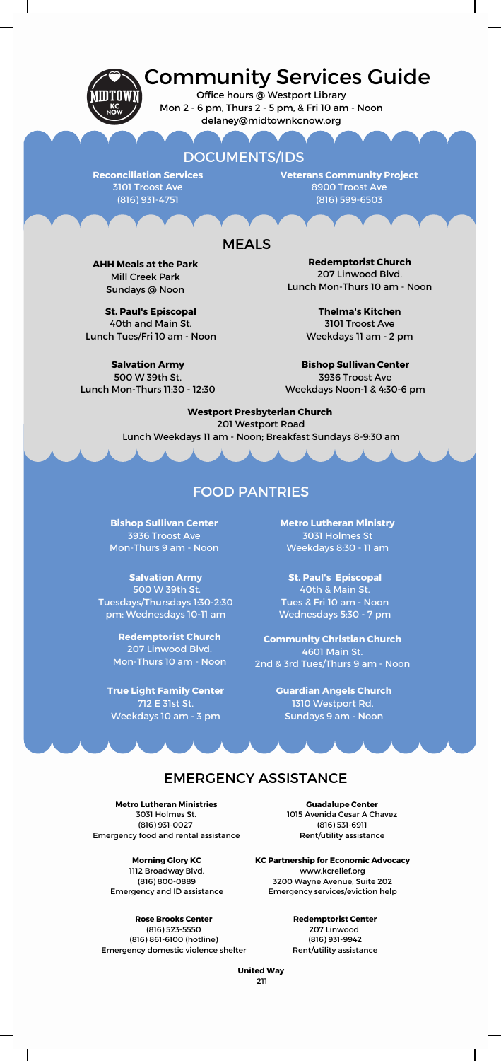# Community Services Guide

Office hours @ Westport Library
Mon 2 - 6 pm, Thurs 2 - 5 pm, & Fri 10 am - Noon
delaney@midtownkcnow.org

## DOCUMENTS/IDS

**Reconciliation Services**
3101 Troost Ave
(816) 931-4751

**Veterans Community Project**
8900 Troost Ave
(816) 599-6503

## MEALS

**AHH Meals at the Park**
Mill Creek Park
Sundays @ Noon

**St. Paul's Episcopal**
40th and Main St.
Lunch Tues/Fri 10 am - Noon

**Salvation Army**
500 W 39th St,
Lunch Mon-Thurs 11:30 - 12:30

**Redemptorist Church**
207 Linwood Blvd.
Lunch Mon-Thurs 10 am - Noon

**Thelma's Kitchen**
3101 Troost Ave
Weekdays 11 am - 2 pm

**Bishop Sullivan Center**
3936 Troost Ave
Weekdays Noon-1 & 4:30-6 pm

**Westport Presbyterian Church**
201 Westport Road
Lunch Weekdays 11 am - Noon; Breakfast Sundays 8-9:30 am

## FOOD PANTRIES

**Bishop Sullivan Center**
3936 Troost Ave
Mon-Thurs 9 am - Noon

**Salvation Army**
500 W 39th St.
Tuesdays/Thursdays 1:30-2:30 pm; Wednesdays 10-11 am

**Redemptorist Church**
207 Linwood Blvd.
Mon-Thurs 10 am - Noon

**True Light Family Center**
712 E 31st St.
Weekdays 10 am - 3 pm

**Metro Lutheran Ministry**
3031 Holmes St
Weekdays 8:30 - 11 am

**St. Paul's Episcopal**
40th & Main St.
Tues & Fri 10 am - Noon
Wednesdays 5:30 - 7 pm

**Community Christian Church**
4601 Main St.
2nd & 3rd Tues/Thurs 9 am - Noon

**Guardian Angels Church**
1310 Westport Rd.
Sundays 9 am - Noon

## EMERGENCY ASSISTANCE

**Metro Lutheran Ministries**
3031 Holmes St.
(816) 931-0027
Emergency food and rental assistance

**Morning Glory KC**
1112 Broadway Blvd.
(816) 800-0889
Emergency and ID assistance

**Rose Brooks Center**
(816) 523-5550
(816) 861-6100 (hotline)
Emergency domestic violence shelter

**Guadalupe Center**
1015 Avenida Cesar A Chavez
(816) 531-6911
Rent/utility assistance

**KC Partnership for Economic Advocacy**
www.kcrelief.org
3200 Wayne Avenue, Suite 202
Emergency services/eviction help

**Redemptorist Center**
207 Linwood
(816) 931-9942
Rent/utility assistance

**United Way**
211